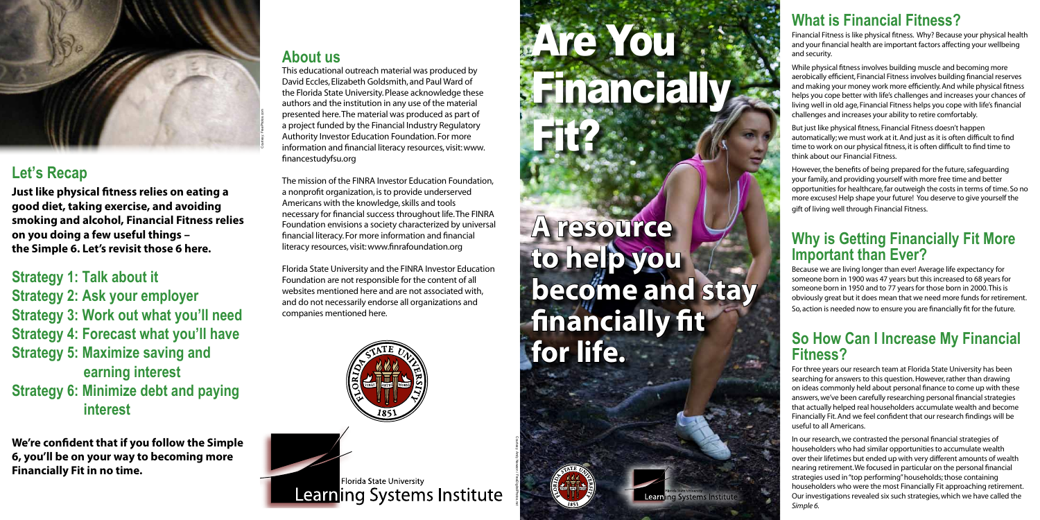## Let's Recap

**Just like physical fitness relies on eating a good diet, taking exercise, and avoiding smoking and alcohol, Financial Fitness relies on you doing a few useful things – the Simple 6. Let's revisit those 6 here.**

**Strategy 1: Talk about it**
**Strategy 2: Ask your employer**
**Strategy 3: Work out what you'll need**
**Strategy 4: Forecast what you'll have**
**Strategy 5: Maximize saving and earning interest**
**Strategy 6: Minimize debt and paying interest**

**We're confident that if you follow the Simple 6, you'll be on your way to becoming more Financially Fit in no time.**

## About us

This educational outreach material was produced by David Eccles, Elizabeth Goldsmith, and Paul Ward of the Florida State University. Please acknowledge these authors and the institution in any use of the material presented here. The material was produced as part of a project funded by the Financial Industry Regulatory Authority Investor Education Foundation. For more information and financial literacy resources, visit: www.financestudyfsu.org

The mission of the FINRA Investor Education Foundation, a nonprofit organization, is to provide underserved Americans with the knowledge, skills and tools necessary for financial success throughout life. The FINRA Foundation envisions a society characterized by universal financial literacy. For more information and financial literacy resources, visit: www.finrafoundation.org

Florida State University and the FINRA Investor Education Foundation are not responsible for the content of all websites mentioned here and are not associated with, and do not necessarily endorse all organizations and companies mentioned here.

Florida State University
Learning Systems Institute

# Are You Financially Fit?

## A resource to help you become and stay financially fit for life.

Florida State University
Learning Systems Institute

## What is Financial Fitness?

Financial Fitness is like physical fitness. Why? Because your physical health and your financial health are important factors affecting your wellbeing and security.

While physical fitness involves building muscle and becoming more aerobically efficient, Financial Fitness involves building financial reserves and making your money work more efficiently. And while physical fitness helps you cope better with life's challenges and increases your chances of living well in old age, Financial Fitness helps you cope with life's financial challenges and increases your ability to retire comfortably.

But just like physical fitness, Financial Fitness doesn't happen automatically; we must work at it. And just as it is often difficult to find time to work on our physical fitness, it is often difficult to find time to think about our Financial Fitness.

However, the benefits of being prepared for the future, safeguarding your family, and providing yourself with more free time and better opportunities for healthcare, far outweigh the costs in terms of time. So no more excuses! Help shape your future! You deserve to give yourself the gift of living well through Financial Fitness.

## Why is Getting Financially Fit More Important than Ever?

Because we are living longer than ever! Average life expectancy for someone born in 1900 was 47 years but this increased to 68 years for someone born in 1950 and to 77 years for those born in 2000. This is obviously great but it does mean that we need more funds for retirement. So, action is needed now to ensure you are financially fit for the future.

## So How Can I Increase My Financial Fitness?

For three years our research team at Florida State University has been searching for answers to this question. However, rather than drawing on ideas commonly held about personal finance to come up with these answers, we've been carefully researching personal financial strategies that actually helped real householders accumulate wealth and become Financially Fit. And we feel confident that our research findings will be useful to all Americans.

In our research, we contrasted the personal financial strategies of householders who had similar opportunities to accumulate wealth over their lifetimes but ended up with very different amounts of wealth nearing retirement. We focused in particular on the personal financial strategies used in "top performing" households; those containing householders who were the most Financially Fit approaching retirement. Our investigations revealed six such strategies, which we have called the *Simple 6*.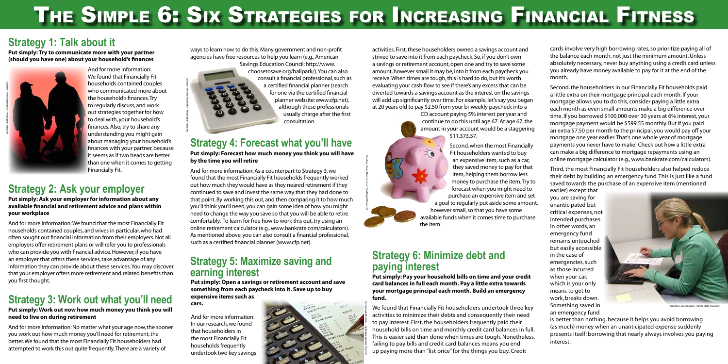// The Simple 6: Six Strategies for Increasing Financial Fitness

## Strategy 1: Talk about it

**Put simply: Try to communicate more with your partner (should you have one) about your household's finances**

And for more information: We found that Financially Fit households contained couples who communicated more about the household's finances. Try to regularly discuss, and work out strategies together for how to deal with, your household's finances. Also, try to share any understanding you might gain about managing your household's finances with your partner, because it seems as if two heads are better than one when it comes to getting Financially Fit.

## Strategy 2: Ask your employer

**Put simply: Ask your employer for information about any available financial and retirement advice and plans within your workplace**

And for more information: We found that the most Financially Fit households contained couples, and wives in particular, who had often sought out financial information from their employers. Not all employers offer retirement plans or will refer you to professionals who can provide you with financial advice. However, if you have an employer that offers these services, take advantage of any information they can provide about these services. You may discover that your employer offers more retirement and related benefits than you first thought.

## Strategy 3: Work out what you'll need

**Put simply: Work out now how much money you think you will need to live on during retirement**

And for more information: No matter what your age now, the sooner you work out how much money you'll need for retirement, the better. We found that the most Financially Fit householders had attempted to work this out quite frequently. There are a variety of ways to learn how to do this. Many government and non-profit agencies have free resources to help you learn (e.g., American Savings Education Council: http://www.choosetosave.org/ballpark/). You can also consult a financial professional, such as a certified financial planner (search for one via the certified financial planner website: www.cfp.net), although these professionals usually charge after the first consultation.

## Strategy 4: Forecast what you'll have

**Put simply: Forecast how much money you think you will have by the time you will retire**

And for more information: As a counterpart to Strategy 3, we found that the most Financially Fit households frequently worked out how much they would have as they neared retirement if they continued to save and invest the same way that they had done to that point. By working this out, and then comparing it to how much you'll think you'll need, you can gain some idea of how you might need to change the way you save so that you will be able to retire comfortably. To learn for free how to work this out, try using an online retirement calculator (e.g., www.bankrate.com/calculators). As mentioned above, you can also consult a certified financial professional, such as a certified financial planner (www.cfp.net).

## Strategy 5: Maximize saving and earning interest

**Put simply: Open a savings or retirement account and save something from each paycheck into it. Save up to buy expensive items such as cars.**

And for more information: In our research, we found that householders in the most Financially Fit households frequently undertook two key savings activities. First, these householders owned a savings account and strived to save into it from each paycheck. So, if you don't own a savings or retirement account, open one and try to save some amount, however small it may be, into it from each paycheck you receive. When times are tough, this is hard to do, but it's worth evaluating your cash flow to see if there's any excess that can be diverted towards a savings account as the interest on the savings will add up significantly over time. For example, let's say you began at 20 years old to pay $2.50 from your bi-weekly paycheck into a CD account paying 5% interest per year and continue to do this until age 67. At age 67, the amount in your account would be a staggering $11,373.57.

Second, when the most Financially Fit householders wanted to buy an expensive item, such as a car, they saved money to pay for that item, helping them borrow less money to purchase the item. Try to forecast when you might need to purchase an expensive item and set a goal to regularly put aside some amount, however small, so that you have some available funds when it comes time to purchase the item.

## Strategy 6: Minimize debt and paying interest

**Put simply: Pay your household bills on time and your credit card balances in full each month. Pay a little extra towards your mortgage principal each month. Build an emergency fund.**

We found that Financially Fit householders undertook three key activities to minimize their debts and consequently their need to pay interest. First, the householders frequently paid their household bills on time and monthly credit card balances in full. This is easier said than done when times are tough. Nonetheless, failing to pay bills and credit card balances means you end up paying more than "list price" for the things you buy. Credit cards involve very high borrowing rates, so prioritize paying all of the balance each month, not just the minimum amount. Unless absolutely necessary, never buy anything using a credit card unless you already have money available to pay for it at the end of the month.

Second, the householders in our Financially Fit households paid a little extra on their mortgage principal each month. If your mortgage allows you to do this, consider paying a little extra each month as even small amounts make a big difference over time. If you borrowed $100,000 over 30 years at 6% interest, your mortgage payment would be $599.55 monthly. But if you paid an extra $7.50 per month to the principal, you would pay off your mortgage one year earlier. That's one whole year of mortgage payments you never have to make! Check out how a little extra can make a big difference to mortgage repayments using an online mortgage calculator (e.g., www.bankrate.com/calculators).

Third, the most Financially Fit householders also helped reduce their debt by building an emergency fund. This is just like a fund saved towards the purchase of an expensive item (mentioned earlier) except that you are saving for unanticipated but critical expenses, not intended purchases. In other words, an emergency fund remains untouched but easily accessible in the case of emergencies, such as those incurred when your car, which is your only means to get to work, breaks down. Something saved in an emergency fund is better than nothing, because it helps you avoid borrowing (as much) money when an unanticipated expense suddenly presents itself; borrowing that nearly always involves you paying interest.

Courtesy: David Eccles / Florida State University